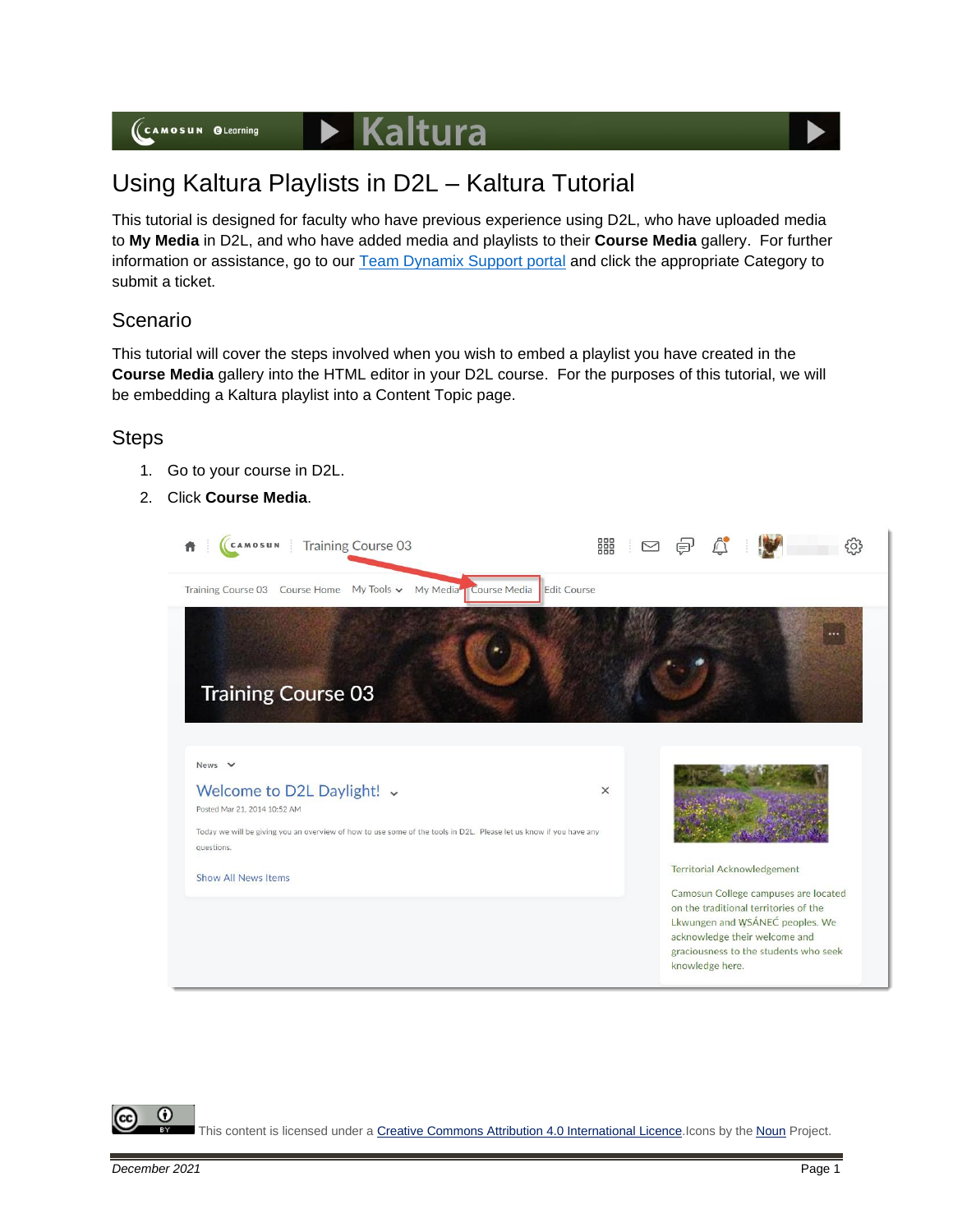# Using Kaltura Playlists in D2L – Kaltura Tutorial

This tutorial is designed for faculty who have previous experience using D2L, who have uploaded media to **My Media** in D2L, and who have added media and playlists to their **Course Media** gallery. For further information or assistance, go to our Team Dynamix Support portal and click the appropriate Category to submit a ticket.

## Scenario

This tutorial will cover the steps involved when you wish to embed a playlist you have created in the **Course Media** gallery into the HTML editor in your D2L course. For the purposes of this tutorial, we will be embedding a Kaltura playlist into a Content Topic page.

## Steps

1. Go to your course in D2L.
2. Click **Course Media**.

This content is licensed under a Creative Commons Attribution 4.0 International Licence. Icons by the Noun Project.

December 2021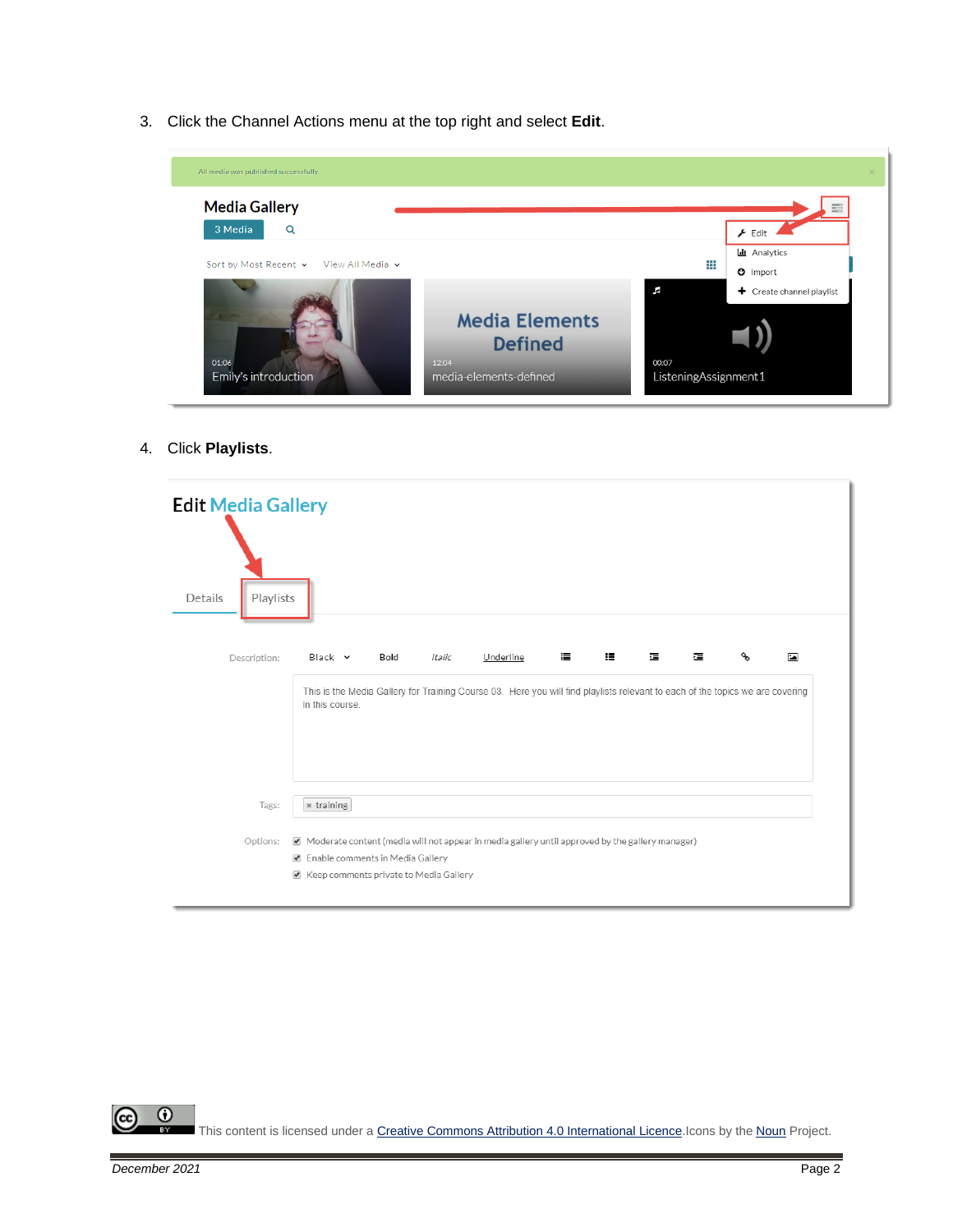3. Click the Channel Actions menu at the top right and select **Edit**.

4. Click **Playlists**.

This content is licensed under a [Creative Commons Attribution 4.0 International Licence](). Icons by the [Noun]() Project.

*December 2021*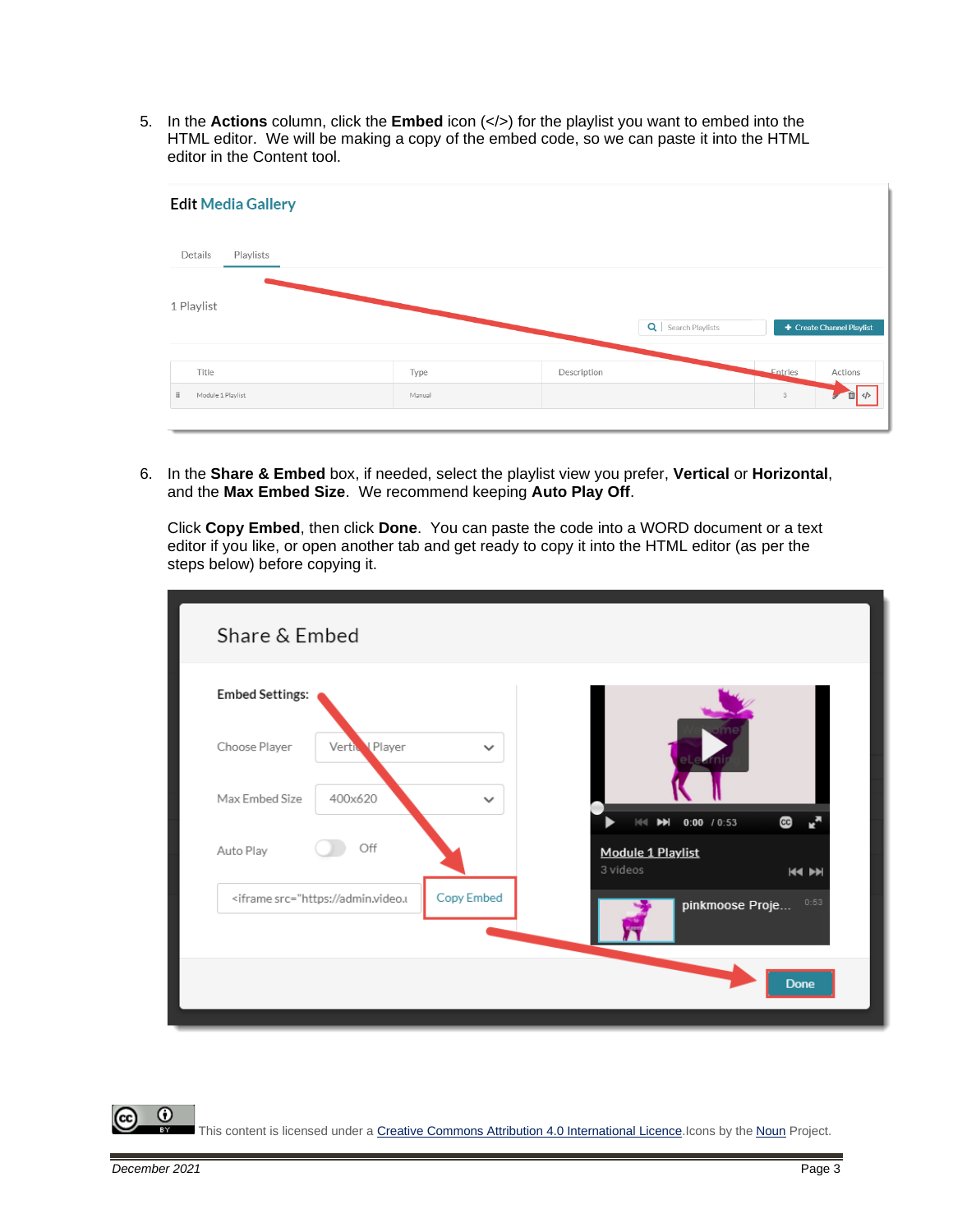5. In the **Actions** column, click the **Embed** icon (</>) for the playlist you want to embed into the HTML editor. We will be making a copy of the embed code, so we can paste it into the HTML editor in the Content tool.

6. In the **Share & Embed** box, if needed, select the playlist view you prefer, **Vertical** or **Horizontal**, and the **Max Embed Size**. We recommend keeping **Auto Play Off**.

   Click **Copy Embed**, then click **Done**. You can paste the code into a WORD document or a text editor if you like, or open another tab and get ready to copy it into the HTML editor (as per the steps below) before copying it.

This content is licensed under a [Creative Commons Attribution 4.0 International Licence](). Icons by the [Noun]() Project.

December 2021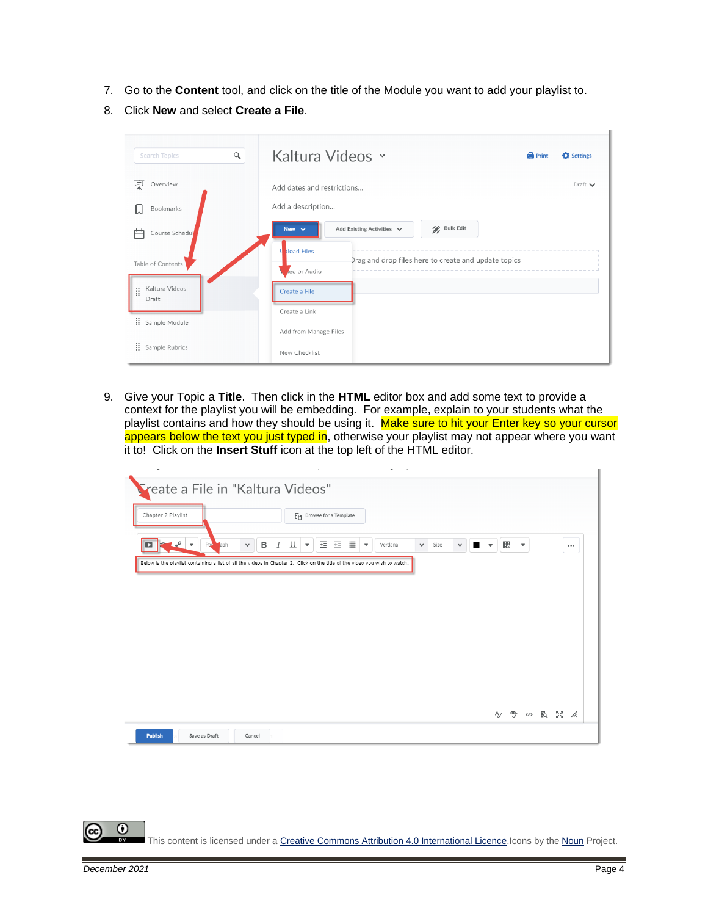7. Go to the **Content** tool, and click on the title of the Module you want to add your playlist to.
8. Click **New** and select **Create a File**.

9. Give your Topic a **Title**. Then click in the **HTML** editor box and add some text to provide a context for the playlist you will be embedding. For example, explain to your students what the playlist contains and how they should be using it. Make sure to hit your Enter key so your cursor appears below the text you just typed in, otherwise your playlist may not appear where you want it to! Click on the **Insert Stuff** icon at the top left of the HTML editor.

This content is licensed under a Creative Commons Attribution 4.0 International Licence. Icons by the Noun Project.

December 2021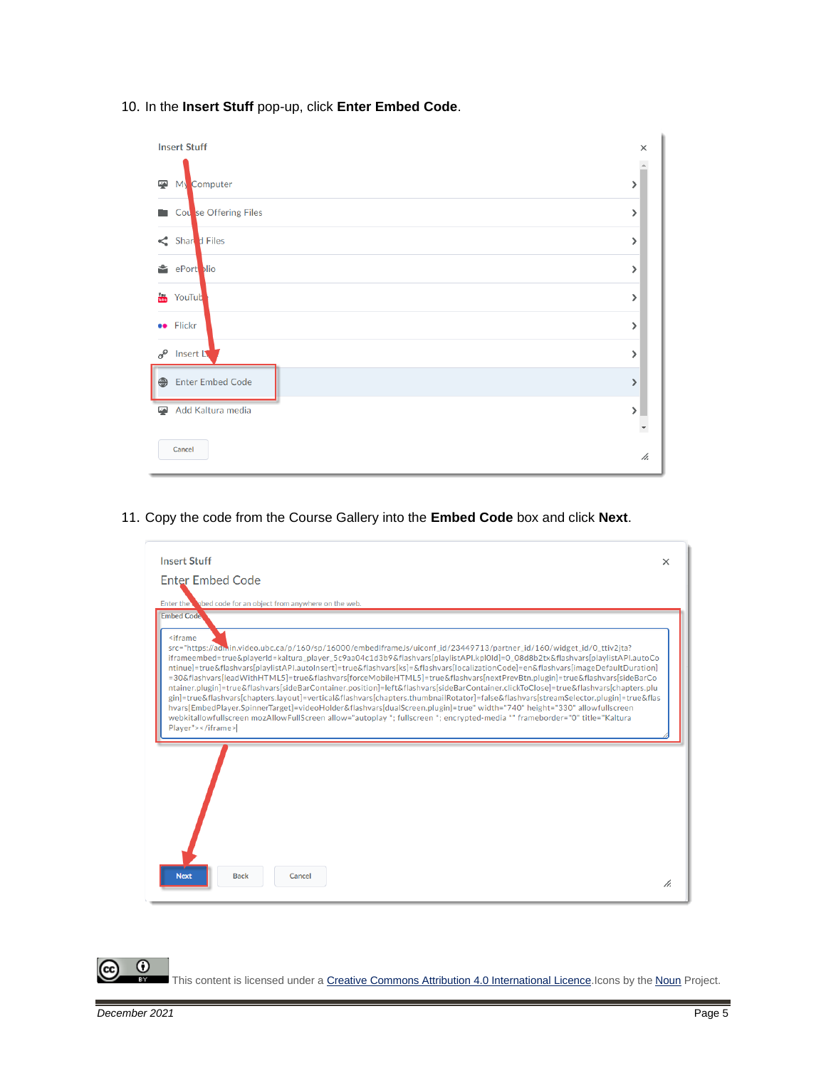10. In the **Insert Stuff** pop-up, click **Enter Embed Code**.

11. Copy the code from the Course Gallery into the **Embed Code** box and click **Next**.

This content is licensed under a [Creative Commons Attribution 4.0 International Licence](). Icons by the [Noun]() Project.

December 2021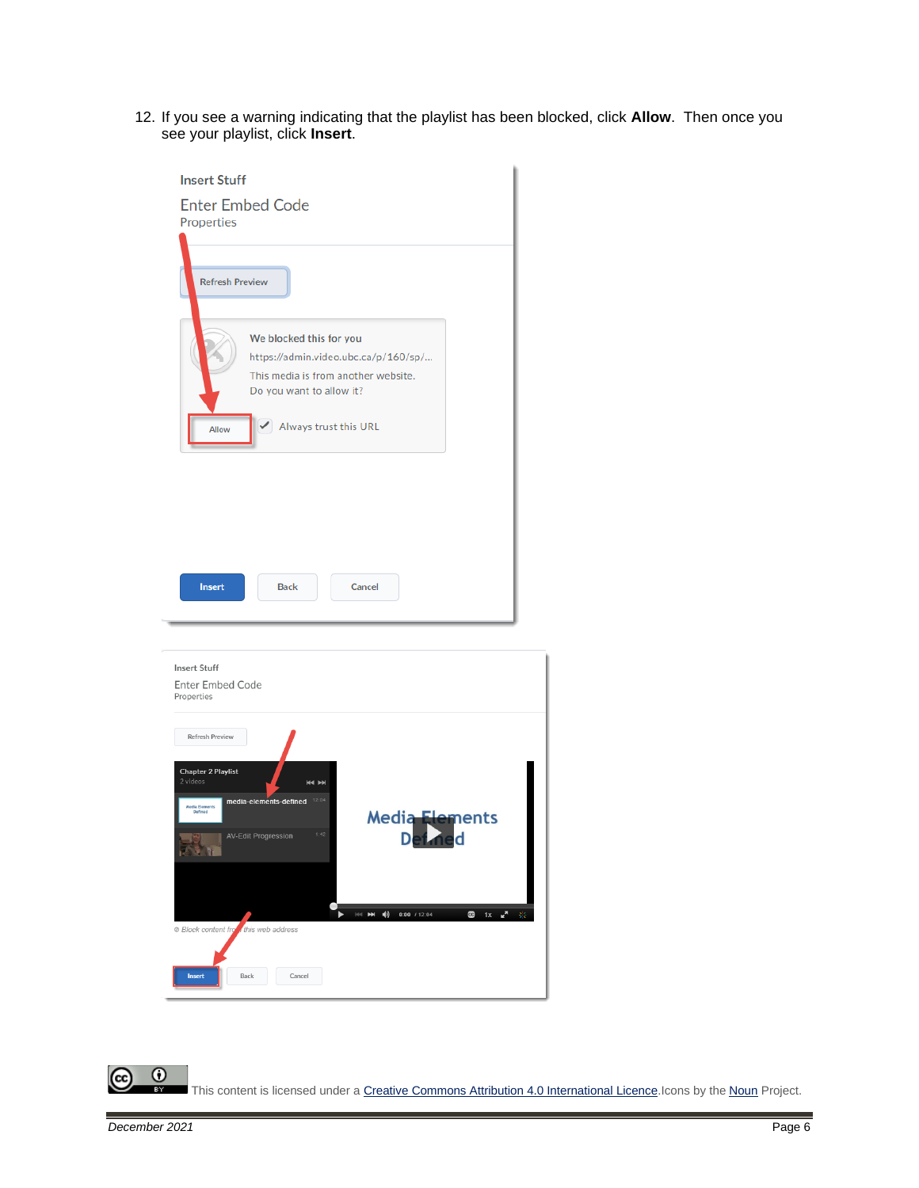12. If you see a warning indicating that the playlist has been blocked, click **Allow**. Then once you see your playlist, click **Insert**.

This content is licensed under a Creative Commons Attribution 4.0 International Licence.Icons by the Noun Project.

*December 2021*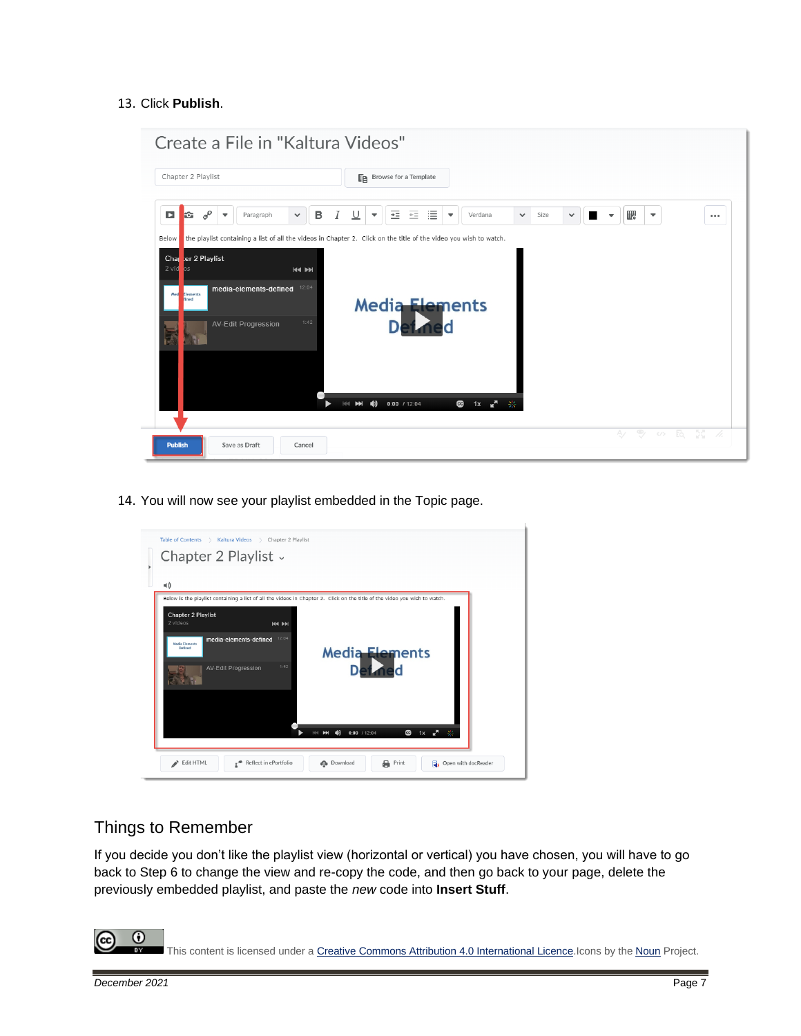13. Click **Publish**.

14. You will now see your playlist embedded in the Topic page.

## Things to Remember

If you decide you don't like the playlist view (horizontal or vertical) you have chosen, you will have to go back to Step 6 to change the view and re-copy the code, and then go back to your page, delete the previously embedded playlist, and paste the *new* code into **Insert Stuff**.

This content is licensed under a Creative Commons Attribution 4.0 International Licence.Icons by the Noun Project.